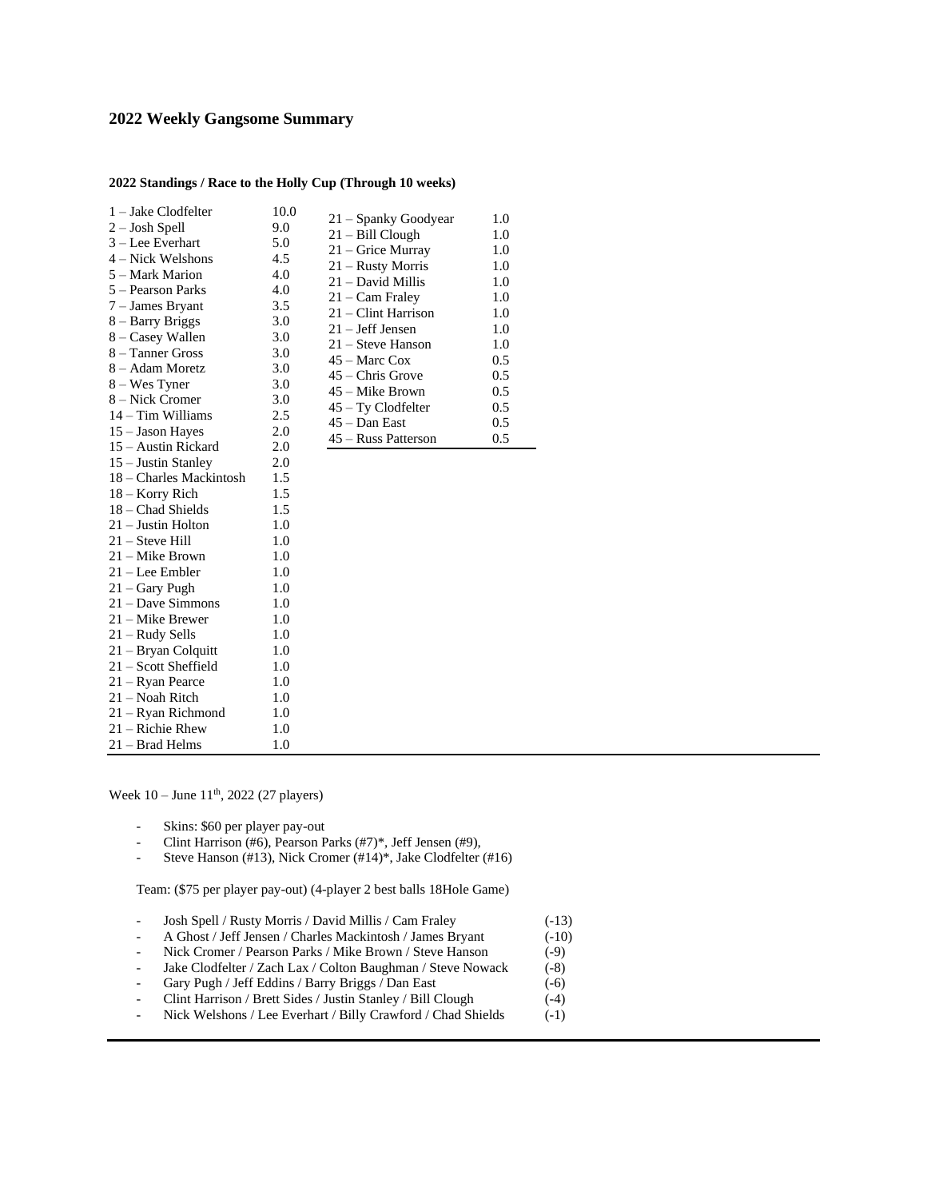## 2022 Weekly Gangsome Summary

**2022 Standings / Race to the Holly Cup (Through 10 weeks)**

| Rank – Player | Points |
|---|---|
| 1 – Jake Clodfelter | 10.0 |
| 2 – Josh Spell | 9.0 |
| 3 – Lee Everhart | 5.0 |
| 4 – Nick Welshons | 4.5 |
| 5 – Mark Marion | 4.0 |
| 5 – Pearson Parks | 4.0 |
| 7 – James Bryant | 3.5 |
| 8 – Barry Briggs | 3.0 |
| 8 – Casey Wallen | 3.0 |
| 8 – Tanner Gross | 3.0 |
| 8 – Adam Moretz | 3.0 |
| 8 – Wes Tyner | 3.0 |
| 8 – Nick Cromer | 3.0 |
| 14 – Tim Williams | 2.5 |
| 15 – Jason Hayes | 2.0 |
| 15 – Austin Rickard | 2.0 |
| 15 – Justin Stanley | 2.0 |
| 18 – Charles Mackintosh | 1.5 |
| 18 – Korry Rich | 1.5 |
| 18 – Chad Shields | 1.5 |
| 21 – Justin Holton | 1.0 |
| 21 – Steve Hill | 1.0 |
| 21 – Mike Brown | 1.0 |
| 21 – Lee Embler | 1.0 |
| 21 – Gary Pugh | 1.0 |
| 21 – Dave Simmons | 1.0 |
| 21 – Mike Brewer | 1.0 |
| 21 – Rudy Sells | 1.0 |
| 21 – Bryan Colquitt | 1.0 |
| 21 – Scott Sheffield | 1.0 |
| 21 – Ryan Pearce | 1.0 |
| 21 – Noah Ritch | 1.0 |
| 21 – Ryan Richmond | 1.0 |
| 21 – Richie Rhew | 1.0 |
| 21 – Brad Helms | 1.0 |
| 21 – Spanky Goodyear | 1.0 |
| 21 – Bill Clough | 1.0 |
| 21 – Grice Murray | 1.0 |
| 21 – Rusty Morris | 1.0 |
| 21 – David Millis | 1.0 |
| 21 – Cam Fraley | 1.0 |
| 21 – Clint Harrison | 1.0 |
| 21 – Jeff Jensen | 1.0 |
| 21 – Steve Hanson | 1.0 |
| 45 – Marc Cox | 0.5 |
| 45 – Chris Grove | 0.5 |
| 45 – Mike Brown | 0.5 |
| 45 – Ty Clodfelter | 0.5 |
| 45 – Dan East | 0.5 |
| 45 – Russ Patterson | 0.5 |

Week 10 – June 11th, 2022 (27 players)

- Skins: $60 per player pay-out
- Clint Harrison (#6), Pearson Parks (#7)*, Jeff Jensen (#9),
- Steve Hanson (#13), Nick Cromer (#14)*, Jake Clodfelter (#16)

Team: ($75 per player pay-out) (4-player 2 best balls 18Hole Game)

- Josh Spell / Rusty Morris / David Millis / Cam Fraley (-13)
- A Ghost / Jeff Jensen / Charles Mackintosh / James Bryant (-10)
- Nick Cromer / Pearson Parks / Mike Brown / Steve Hanson (-9)
- Jake Clodfelter / Zach Lax / Colton Baughman / Steve Nowack (-8)
- Gary Pugh / Jeff Eddins / Barry Briggs / Dan East (-6)
- Clint Harrison / Brett Sides / Justin Stanley / Bill Clough (-4)
- Nick Welshons / Lee Everhart / Billy Crawford / Chad Shields (-1)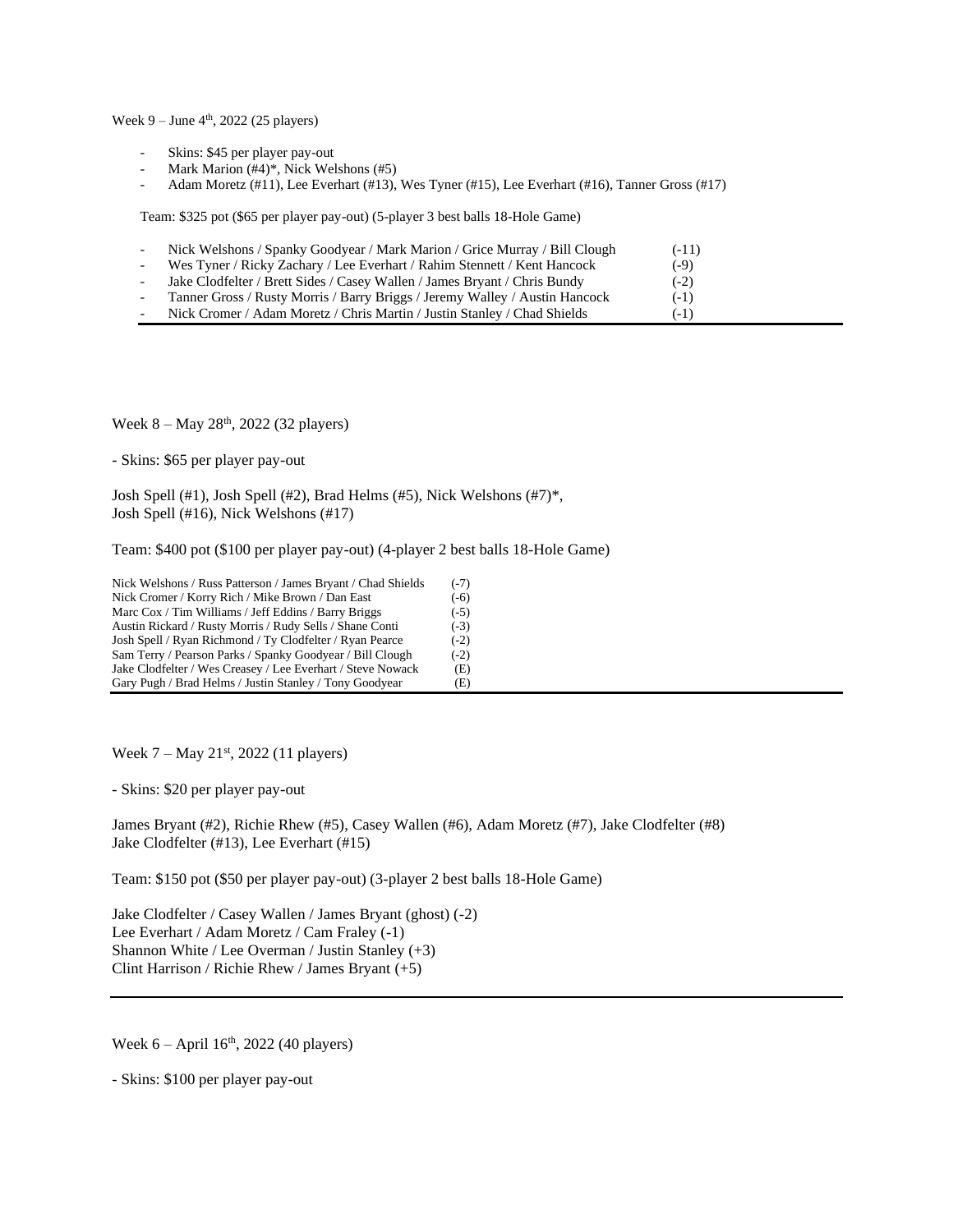Week 9 – June 4th, 2022 (25 players)

- Skins: $45 per player pay-out
- Mark Marion (#4)*, Nick Welshons (#5)
- Adam Moretz (#11), Lee Everhart (#13), Wes Tyner (#15), Lee Everhart (#16), Tanner Gross (#17)

Team: $325 pot ($65 per player pay-out) (5-player 3 best balls 18-Hole Game)

- Nick Welshons / Spanky Goodyear / Mark Marion / Grice Murray / Bill Clough (-11)
- Wes Tyner / Ricky Zachary / Lee Everhart / Rahim Stennett / Kent Hancock (-9)
- Jake Clodfelter / Brett Sides / Casey Wallen / James Bryant / Chris Bundy (-2)
- Tanner Gross / Rusty Morris / Barry Briggs / Jeremy Walley / Austin Hancock (-1)
- Nick Cromer / Adam Moretz / Chris Martin / Justin Stanley / Chad Shields (-1)

---

Week 8 – May 28th, 2022 (32 players)

- Skins: $65 per player pay-out

Josh Spell (#1), Josh Spell (#2), Brad Helms (#5), Nick Welshons (#7)*,
Josh Spell (#16), Nick Welshons (#17)

Team: $400 pot ($100 per player pay-out) (4-player 2 best balls 18-Hole Game)

Nick Welshons / Russ Patterson / James Bryant / Chad Shields (-7)
Nick Cromer / Korry Rich / Mike Brown / Dan East (-6)
Marc Cox / Tim Williams / Jeff Eddins / Barry Briggs (-5)
Austin Rickard / Rusty Morris / Rudy Sells / Shane Conti (-3)
Josh Spell / Ryan Richmond / Ty Clodfelter / Ryan Pearce (-2)
Sam Terry / Pearson Parks / Spanky Goodyear / Bill Clough (-2)
Jake Clodfelter / Wes Creasey / Lee Everhart / Steve Nowack (E)
Gary Pugh / Brad Helms / Justin Stanley / Tony Goodyear (E)

---

Week 7 – May 21st, 2022 (11 players)

- Skins: $20 per player pay-out

James Bryant (#2), Richie Rhew (#5), Casey Wallen (#6), Adam Moretz (#7), Jake Clodfelter (#8)
Jake Clodfelter (#13), Lee Everhart (#15)

Team: $150 pot ($50 per player pay-out) (3-player 2 best balls 18-Hole Game)

Jake Clodfelter / Casey Wallen / James Bryant (ghost) (-2)
Lee Everhart / Adam Moretz / Cam Fraley (-1)
Shannon White / Lee Overman / Justin Stanley (+3)
Clint Harrison / Richie Rhew / James Bryant (+5)

---

Week 6 – April 16th, 2022 (40 players)

- Skins: $100 per player pay-out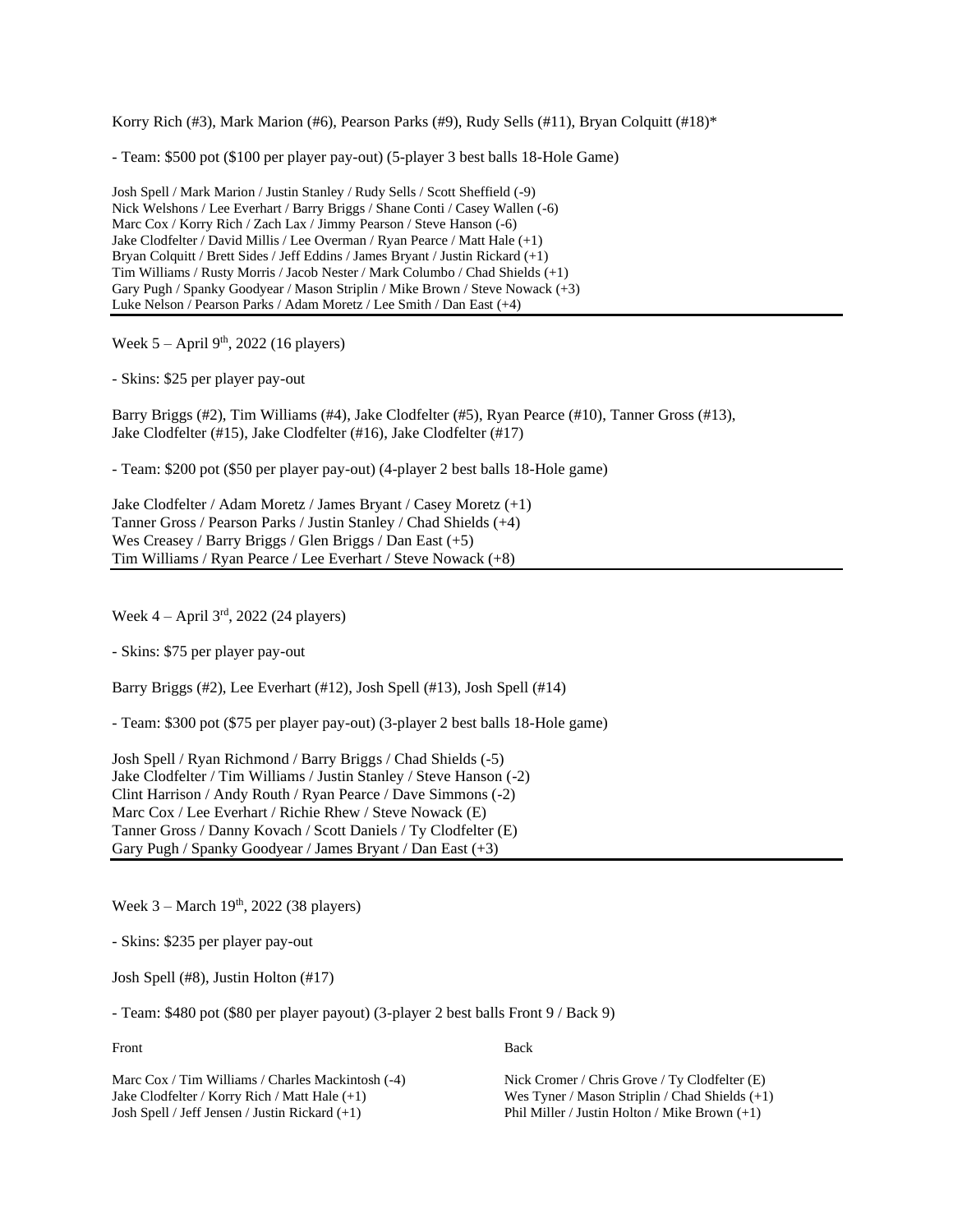Korry Rich (#3), Mark Marion (#6), Pearson Parks (#9), Rudy Sells (#11), Bryan Colquitt (#18)*

- Team: $500 pot ($100 per player pay-out) (5-player 3 best balls 18-Hole Game)

Josh Spell / Mark Marion / Justin Stanley / Rudy Sells / Scott Sheffield (-9)
Nick Welshons / Lee Everhart / Barry Briggs / Shane Conti / Casey Wallen (-6)
Marc Cox / Korry Rich / Zach Lax / Jimmy Pearson / Steve Hanson (-6)
Jake Clodfelter / David Millis / Lee Overman / Ryan Pearce / Matt Hale (+1)
Bryan Colquitt / Brett Sides / Jeff Eddins / James Bryant / Justin Rickard (+1)
Tim Williams / Rusty Morris / Jacob Nester / Mark Columbo / Chad Shields (+1)
Gary Pugh / Spanky Goodyear / Mason Striplin / Mike Brown / Steve Nowack (+3)
Luke Nelson / Pearson Parks / Adam Moretz / Lee Smith / Dan East (+4)

---

Week 5 – April 9th, 2022 (16 players)

- Skins: $25 per player pay-out

Barry Briggs (#2), Tim Williams (#4), Jake Clodfelter (#5), Ryan Pearce (#10), Tanner Gross (#13), Jake Clodfelter (#15), Jake Clodfelter (#16), Jake Clodfelter (#17)

- Team: $200 pot ($50 per player pay-out) (4-player 2 best balls 18-Hole game)

Jake Clodfelter / Adam Moretz / James Bryant / Casey Moretz (+1)
Tanner Gross / Pearson Parks / Justin Stanley / Chad Shields (+4)
Wes Creasey / Barry Briggs / Glen Briggs / Dan East (+5)
Tim Williams / Ryan Pearce / Lee Everhart / Steve Nowack (+8)

---

Week 4 – April 3rd, 2022 (24 players)

- Skins: $75 per player pay-out

Barry Briggs (#2), Lee Everhart (#12), Josh Spell (#13), Josh Spell (#14)

- Team: $300 pot ($75 per player pay-out) (3-player 2 best balls 18-Hole game)

Josh Spell / Ryan Richmond / Barry Briggs / Chad Shields (-5)
Jake Clodfelter / Tim Williams / Justin Stanley / Steve Hanson (-2)
Clint Harrison / Andy Routh / Ryan Pearce / Dave Simmons (-2)
Marc Cox / Lee Everhart / Richie Rhew / Steve Nowack (E)
Tanner Gross / Danny Kovach / Scott Daniels / Ty Clodfelter (E)
Gary Pugh / Spanky Goodyear / James Bryant / Dan East (+3)

---

Week 3 – March 19th, 2022 (38 players)

- Skins: $235 per player pay-out

Josh Spell (#8), Justin Holton (#17)

- Team: $480 pot ($80 per player payout) (3-player 2 best balls Front 9 / Back 9)

Front

Marc Cox / Tim Williams / Charles Mackintosh (-4)
Jake Clodfelter / Korry Rich / Matt Hale (+1)
Josh Spell / Jeff Jensen / Justin Rickard (+1)

Back

Nick Cromer / Chris Grove / Ty Clodfelter (E)
Wes Tyner / Mason Striplin / Chad Shields (+1)
Phil Miller / Justin Holton / Mike Brown (+1)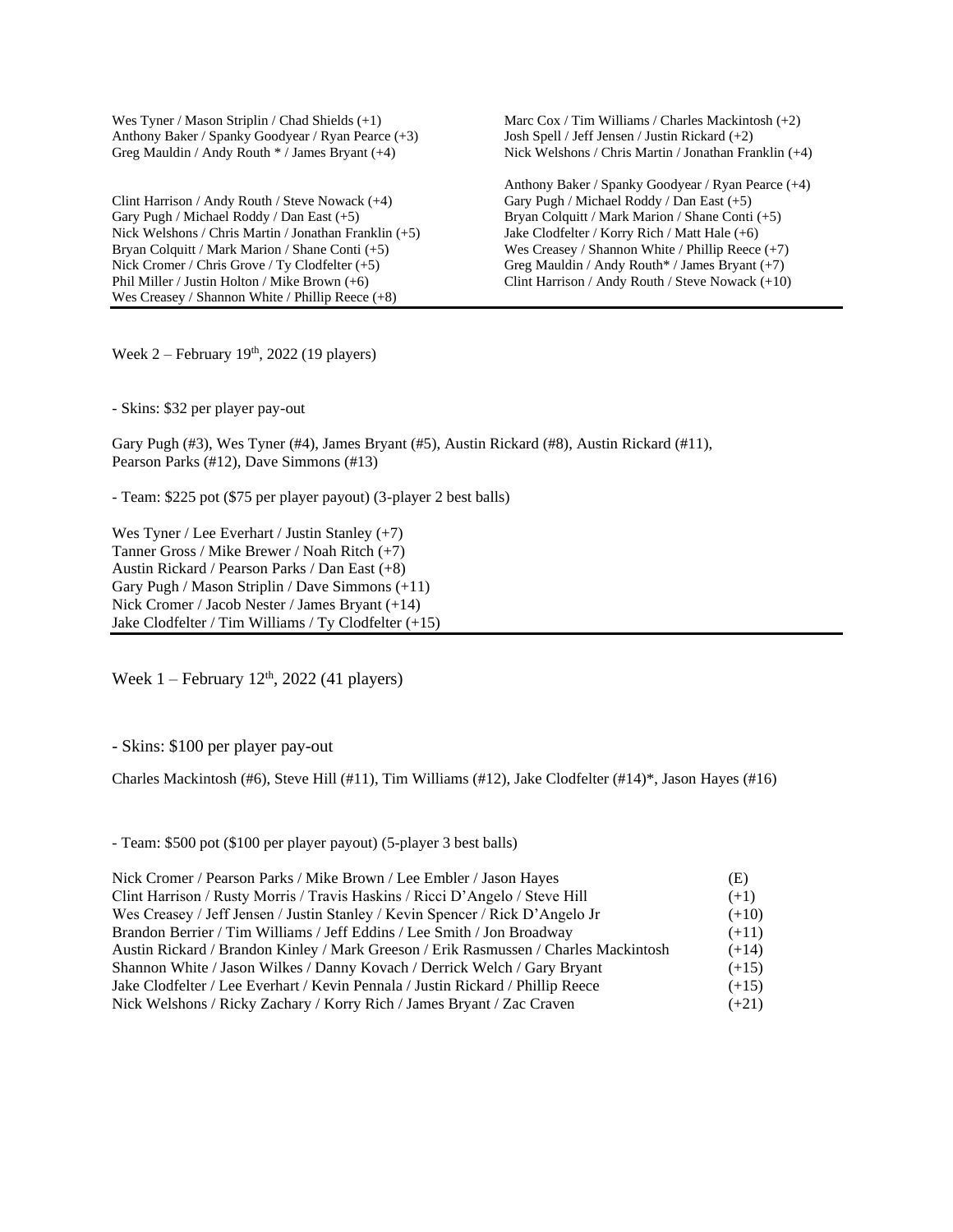Wes Tyner / Mason Striplin / Chad Shields (+1)
Anthony Baker / Spanky Goodyear / Ryan Pearce (+3)
Greg Mauldin / Andy Routh * / James Bryant (+4)

Clint Harrison / Andy Routh / Steve Nowack (+4)
Gary Pugh / Michael Roddy / Dan East (+5)
Nick Welshons / Chris Martin / Jonathan Franklin (+5)
Bryan Colquitt / Mark Marion / Shane Conti (+5)
Nick Cromer / Chris Grove / Ty Clodfelter (+5)
Phil Miller / Justin Holton / Mike Brown (+6)
Wes Creasey / Shannon White / Phillip Reece (+8)

Marc Cox / Tim Williams / Charles Mackintosh (+2)
Josh Spell / Jeff Jensen / Justin Rickard (+2)
Nick Welshons / Chris Martin / Jonathan Franklin (+4)

Anthony Baker / Spanky Goodyear / Ryan Pearce (+4)
Gary Pugh / Michael Roddy / Dan East (+5)
Bryan Colquitt / Mark Marion / Shane Conti (+5)
Jake Clodfelter / Korry Rich / Matt Hale (+6)
Wes Creasey / Shannon White / Phillip Reece (+7)
Greg Mauldin / Andy Routh* / James Bryant (+7)
Clint Harrison / Andy Routh / Steve Nowack (+10)

---

Week 2 – February 19th, 2022 (19 players)

- Skins: $32 per player pay-out

Gary Pugh (#3), Wes Tyner (#4), James Bryant (#5), Austin Rickard (#8), Austin Rickard (#11), Pearson Parks (#12), Dave Simmons (#13)

- Team: $225 pot ($75 per player payout) (3-player 2 best balls)

Wes Tyner / Lee Everhart / Justin Stanley (+7)
Tanner Gross / Mike Brewer / Noah Ritch (+7)
Austin Rickard / Pearson Parks / Dan East (+8)
Gary Pugh / Mason Striplin / Dave Simmons (+11)
Nick Cromer / Jacob Nester / James Bryant (+14)
Jake Clodfelter / Tim Williams / Ty Clodfelter (+15)

---

Week 1 – February 12th, 2022 (41 players)

- Skins: $100 per player pay-out

Charles Mackintosh (#6), Steve Hill (#11), Tim Williams (#12), Jake Clodfelter (#14)*, Jason Hayes (#16)

- Team: $500 pot ($100 per player payout) (5-player 3 best balls)

| | |
|---|---|
| Nick Cromer / Pearson Parks / Mike Brown / Lee Embler / Jason Hayes | (E) |
| Clint Harrison / Rusty Morris / Travis Haskins / Ricci D'Angelo / Steve Hill | (+1) |
| Wes Creasey / Jeff Jensen / Justin Stanley / Kevin Spencer / Rick D'Angelo Jr | (+10) |
| Brandon Berrier / Tim Williams / Jeff Eddins / Lee Smith / Jon Broadway | (+11) |
| Austin Rickard / Brandon Kinley / Mark Greeson / Erik Rasmussen / Charles Mackintosh | (+14) |
| Shannon White / Jason Wilkes / Danny Kovach / Derrick Welch / Gary Bryant | (+15) |
| Jake Clodfelter / Lee Everhart / Kevin Pennala / Justin Rickard / Phillip Reece | (+15) |
| Nick Welshons / Ricky Zachary / Korry Rich / James Bryant / Zac Craven | (+21) |